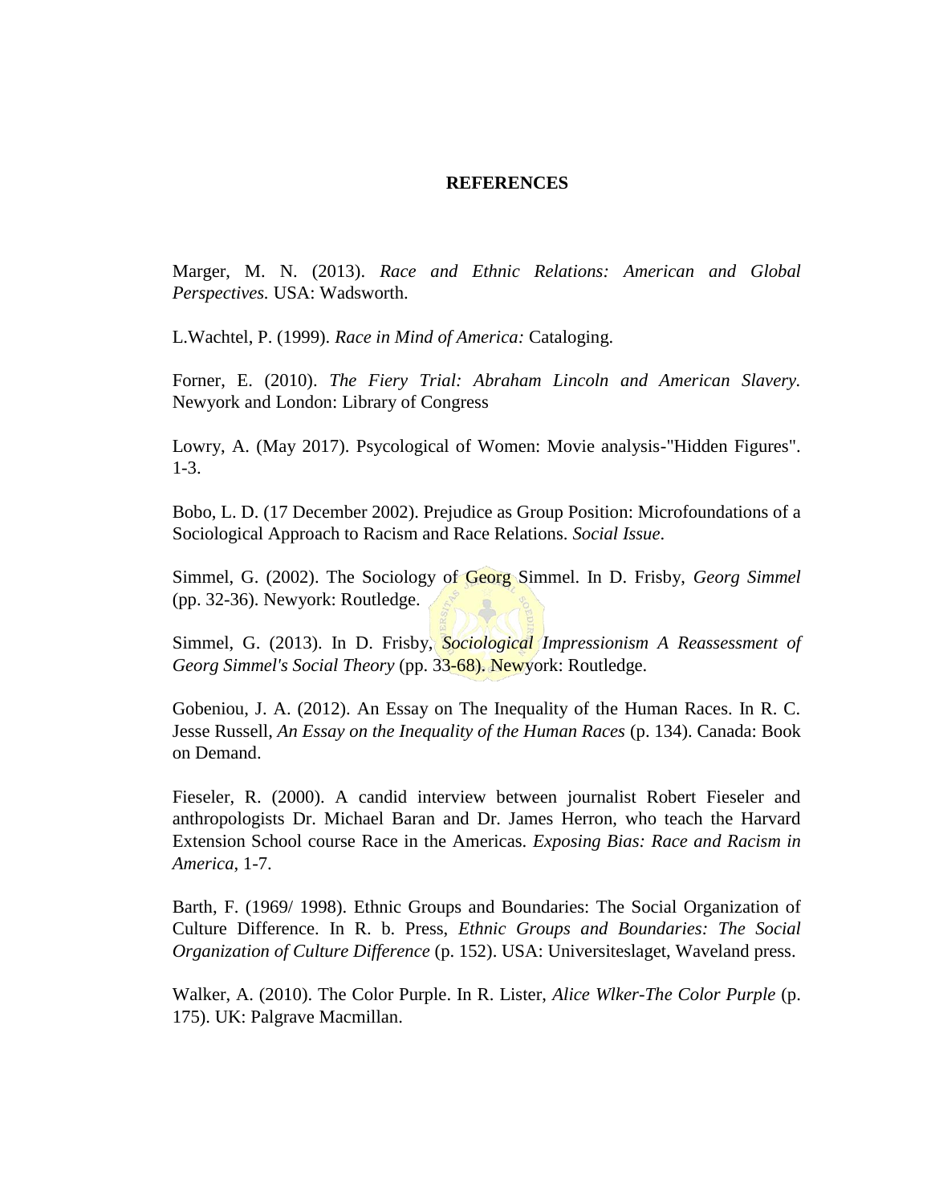# REFERENCES

Marger, M. N. (2013). *Race and Ethnic Relations: American and Global Perspectives.* USA: Wadsworth.

L.Wachtel, P. (1999). *Race in Mind of America:* Cataloging.

Forner, E. (2010). *The Fiery Trial: Abraham Lincoln and American Slavery.* Newyork and London: Library of Congress

Lowry, A. (May 2017). Psycological of Women: Movie analysis-"Hidden Figures". 1-3.

Bobo, L. D. (17 December 2002). Prejudice as Group Position: Microfoundations of a Sociological Approach to Racism and Race Relations. *Social Issue*.

Simmel, G. (2002). The Sociology of Georg Simmel. In D. Frisby, *Georg Simmel* (pp. 32-36). Newyork: Routledge.

Simmel, G. (2013). In D. Frisby, *Sociological Impressionism A Reassessment of Georg Simmel's Social Theory* (pp. 33-68). Newyork: Routledge.

Gobeniou, J. A. (2012). An Essay on The Inequality of the Human Races. In R. C. Jesse Russell, *An Essay on the Inequality of the Human Races* (p. 134). Canada: Book on Demand.

Fieseler, R. (2000). A candid interview between journalist Robert Fieseler and anthropologists Dr. Michael Baran and Dr. James Herron, who teach the Harvard Extension School course Race in the Americas. *Exposing Bias: Race and Racism in America*, 1-7.

Barth, F. (1969/ 1998). Ethnic Groups and Boundaries: The Social Organization of Culture Difference. In R. b. Press, *Ethnic Groups and Boundaries: The Social Organization of Culture Difference* (p. 152). USA: Universiteslaget, Waveland press.

Walker, A. (2010). The Color Purple. In R. Lister, *Alice Wlker-The Color Purple* (p. 175). UK: Palgrave Macmillan.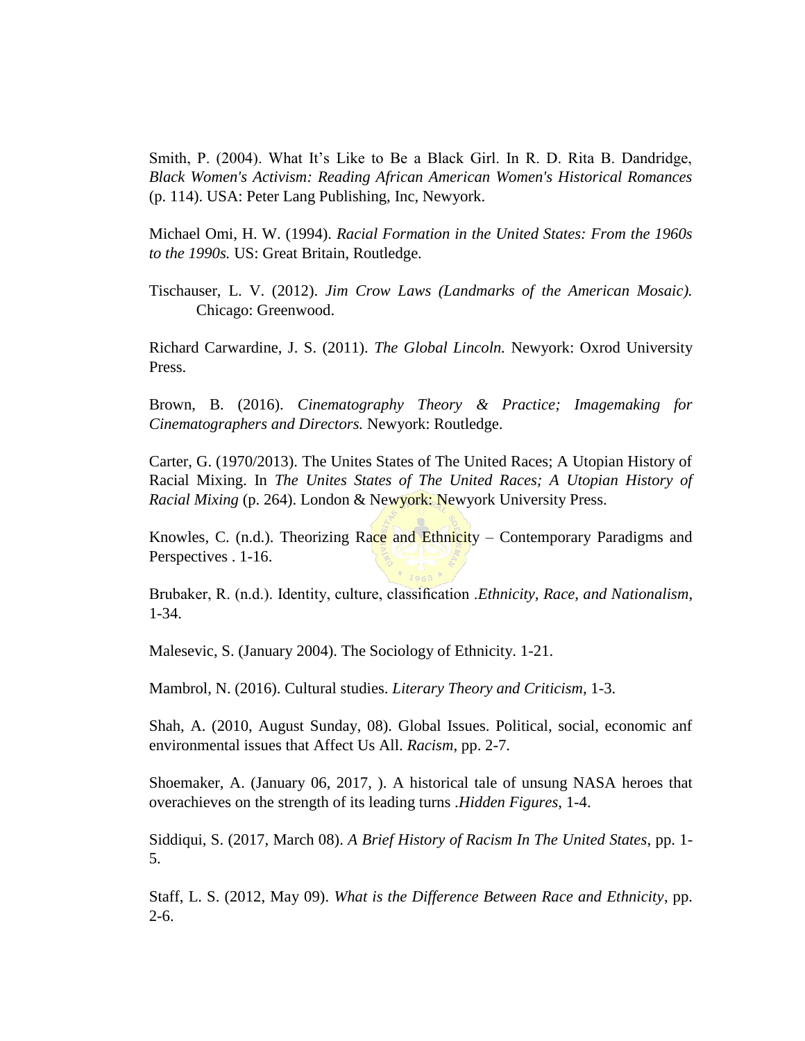Smith, P. (2004). What It's Like to Be a Black Girl. In R. D. Rita B. Dandridge, *Black Women's Activism: Reading African American Women's Historical Romances* (p. 114). USA: Peter Lang Publishing, Inc, Newyork.

Michael Omi, H. W. (1994). *Racial Formation in the United States: From the 1960s to the 1990s.* US: Great Britain, Routledge.

Tischauser, L. V. (2012). *Jim Crow Laws (Landmarks of the American Mosaic).* Chicago: Greenwood.

Richard Carwardine, J. S. (2011). *The Global Lincoln.* Newyork: Oxrod University Press.

Brown, B. (2016). *Cinematography Theory & Practice; Imagemaking for Cinematographers and Directors.* Newyork: Routledge.

Carter, G. (1970/2013). The Unites States of The United Races; A Utopian History of Racial Mixing. In *The Unites States of The United Races; A Utopian History of Racial Mixing* (p. 264). London & Newyork: Newyork University Press.

Knowles, C. (n.d.). Theorizing Race and Ethnicity – Contemporary Paradigms and Perspectives . 1-16.

Brubaker, R. (n.d.). Identity, culture, classification .*Ethnicity, Race, and Nationalism*, 1-34.

Malesevic, S. (January 2004). The Sociology of Ethnicity. 1-21.

Mambrol, N. (2016). Cultural studies. *Literary Theory and Criticism*, 1-3.

Shah, A. (2010, August Sunday, 08). Global Issues. Political, social, economic anf environmental issues that Affect Us All. *Racism*, pp. 2-7.

Shoemaker, A. (January 06, 2017, ). A historical tale of unsung NASA heroes that overachieves on the strength of its leading turns .*Hidden Figures*, 1-4.

Siddiqui, S. (2017, March 08). *A Brief History of Racism In The United States*, pp. 1-5.

Staff, L. S. (2012, May 09). *What is the Difference Between Race and Ethnicity*, pp. 2-6.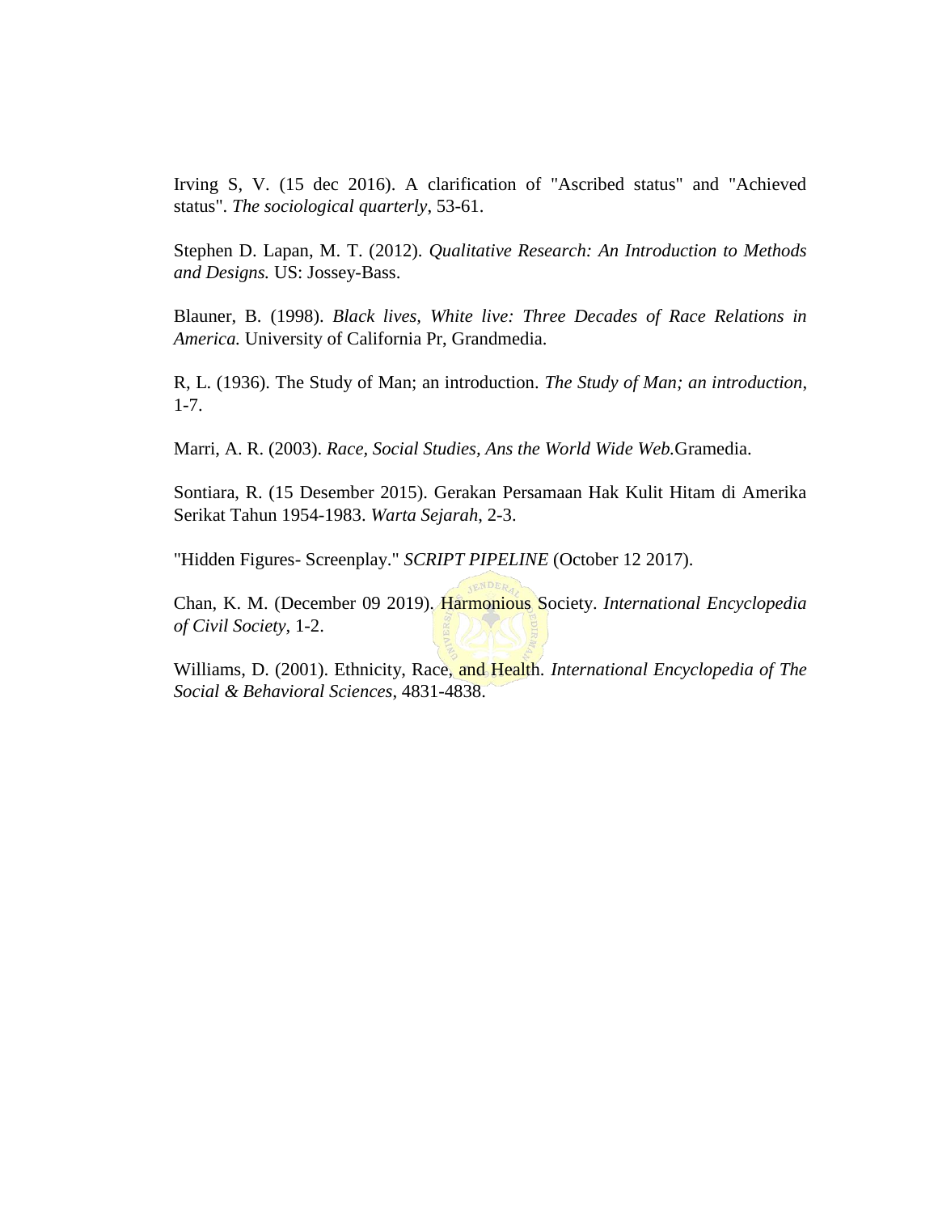Irving S, V. (15 dec 2016). A clarification of "Ascribed status" and "Achieved status". *The sociological quarterly*, 53-61.

Stephen D. Lapan, M. T. (2012). *Qualitative Research: An Introduction to Methods and Designs.* US: Jossey-Bass.

Blauner, B. (1998). *Black lives, White live: Three Decades of Race Relations in America.* University of California Pr, Grandmedia.

R, L. (1936). The Study of Man; an introduction. *The Study of Man; an introduction*, 1-7.

Marri, A. R. (2003). *Race, Social Studies, Ans the World Wide Web.*Gramedia.

Sontiara, R. (15 Desember 2015). Gerakan Persamaan Hak Kulit Hitam di Amerika Serikat Tahun 1954-1983. *Warta Sejarah*, 2-3.

"Hidden Figures- Screenplay." *SCRIPT PIPELINE* (October 12 2017).

Chan, K. M. (December 09 2019). Harmonious Society. *International Encyclopedia of Civil Society*, 1-2.

Williams, D. (2001). Ethnicity, Race, and Health. *International Encyclopedia of The Social & Behavioral Sciences*, 4831-4838.